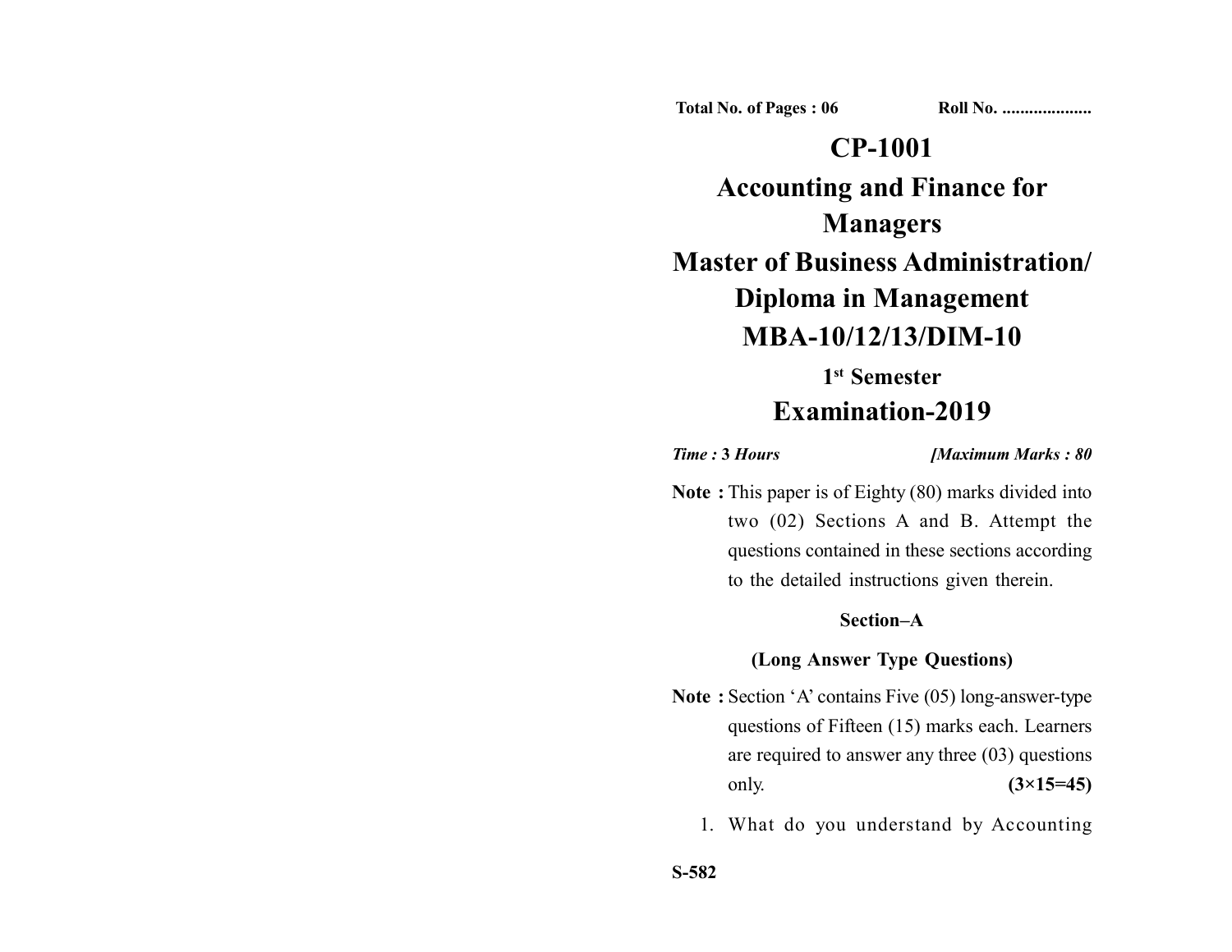Total No. of Pages : 06 Roll No. ....................

# CP-1001

# Accounting and Finance for Managers

# Master of Business Administration/ Diploma in Management

# MBA-10/12/13/DIM-10

## 1st Semester

## Examination-2019

*Time : 3 Hours* *[Maximum Marks : 80*

**Note :** This paper is of Eighty (80) marks divided into two (02) Sections A and B. Attempt the questions contained in these sections according to the detailed instructions given therein.

### Section–A

### (Long Answer Type Questions)

**Note :** Section 'A' contains Five (05) long-answer-type questions of Fifteen (15) marks each. Learners are required to answer any three (03) questions only. **(3×15=45)**

1. What do you understand by Accounting

S-582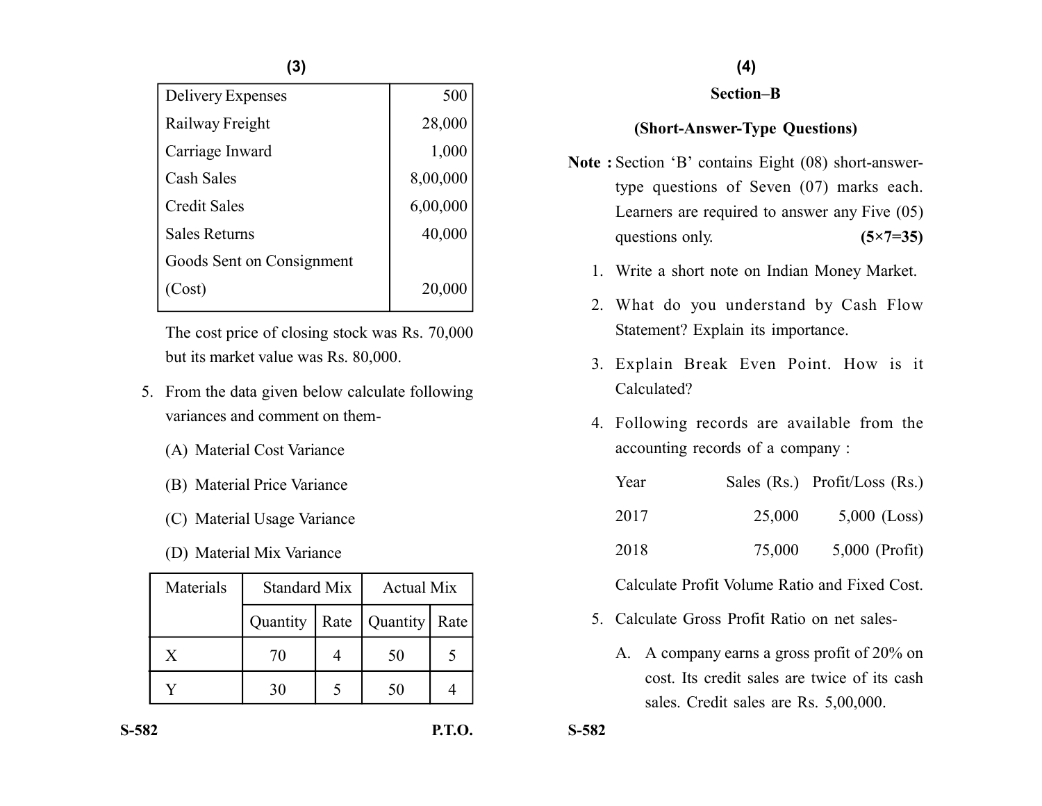| Delivery Expenses | 500 |
|---|---|
| Railway Freight | 28,000 |
| Carriage Inward | 1,000 |
| Cash Sales | 8,00,000 |
| Credit Sales | 6,00,000 |
| Sales Returns | 40,000 |
| Goods Sent on Consignment (Cost) | 20,000 |

The cost price of closing stock was Rs. 70,000 but its market value was Rs. 80,000.

5. From the data given below calculate following variances and comment on them-
   (A) Material Cost Variance
   (B) Material Price Variance
   (C) Material Usage Variance
   (D) Material Mix Variance

| Materials | Standard Mix | | Actual Mix | |
|---|---|---|---|---|
| | Quantity | Rate | Quantity | Rate |
| X | 70 | 4 | 50 | 5 |
| Y | 30 | 5 | 50 | 4 |

## Section–B

### (Short-Answer-Type Questions)

**Note :** Section 'B' contains Eight (08) short-answer-type questions of Seven (07) marks each. Learners are required to answer any Five (05) questions only. **(5×7=35)**

1. Write a short note on Indian Money Market.
2. What do you understand by Cash Flow Statement? Explain its importance.
3. Explain Break Even Point. How is it Calculated?
4. Following records are available from the accounting records of a company :

| Year | Sales (Rs.) | Profit/Loss (Rs.) |
|---|---|---|
| 2017 | 25,000 | 5,000 (Loss) |
| 2018 | 75,000 | 5,000 (Profit) |

   Calculate Profit Volume Ratio and Fixed Cost.

5. Calculate Gross Profit Ratio on net sales-
   A. A company earns a gross profit of 20% on cost. Its credit sales are twice of its cash sales. Credit sales are Rs. 5,00,000.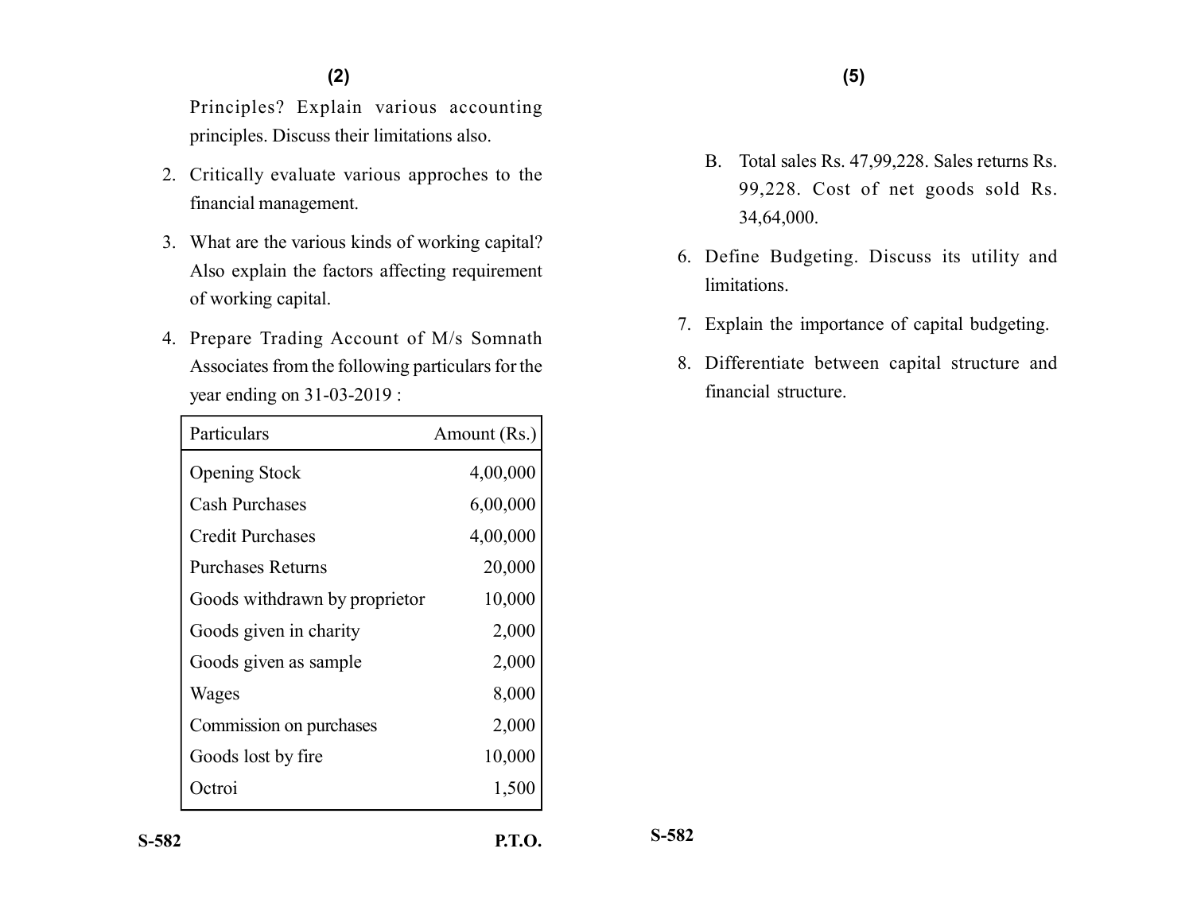Principles? Explain various accounting principles. Discuss their limitations also.

2. Critically evaluate various approches to the financial management.

3. What are the various kinds of working capital? Also explain the factors affecting requirement of working capital.

4. Prepare Trading Account of M/s Somnath Associates from the following particulars for the year ending on 31-03-2019 :

| Particulars | Amount (Rs.) |
|---|---|
| Opening Stock | 4,00,000 |
| Cash Purchases | 6,00,000 |
| Credit Purchases | 4,00,000 |
| Purchases Returns | 20,000 |
| Goods withdrawn by proprietor | 10,000 |
| Goods given in charity | 2,000 |
| Goods given as sample | 2,000 |
| Wages | 8,000 |
| Commission on purchases | 2,000 |
| Goods lost by fire | 10,000 |
| Octroi | 1,500 |

B. Total sales Rs. 47,99,228. Sales returns Rs. 99,228. Cost of net goods sold Rs. 34,64,000.

6. Define Budgeting. Discuss its utility and limitations.

7. Explain the importance of capital budgeting.

8. Differentiate between capital structure and financial structure.